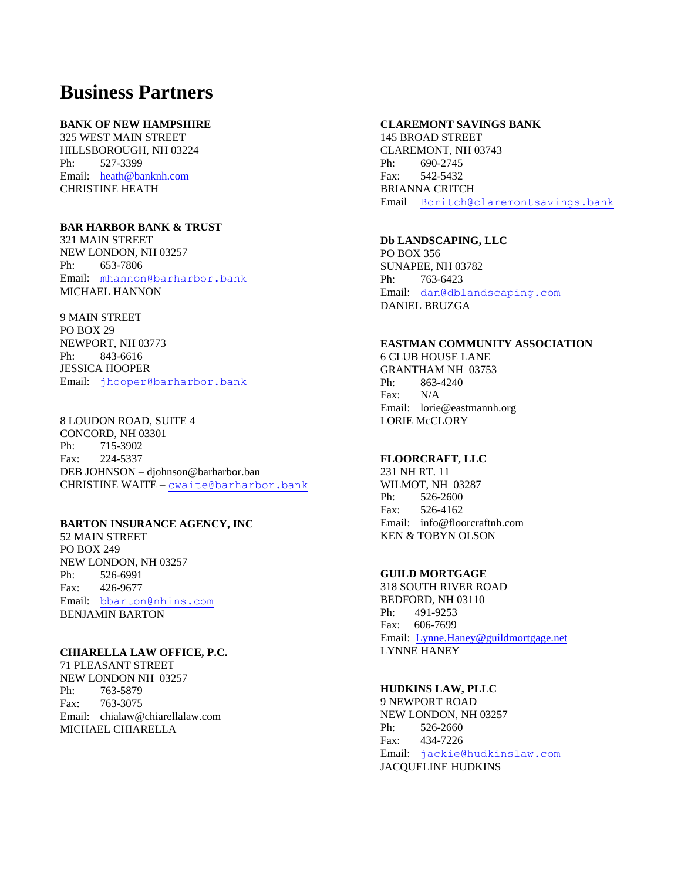# Business Partners

**BANK OF NEW HAMPSHIRE**
325 WEST MAIN STREET
HILLSBOROUGH, NH 03224
Ph: 527-3399
Email: heath@banknh.com
CHRISTINE HEATH

**BAR HARBOR BANK & TRUST**
321 MAIN STREET
NEW LONDON, NH 03257
Ph: 653-7806
Email: mhannon@barharbor.bank
MICHAEL HANNON

9 MAIN STREET
PO BOX 29
NEWPORT, NH 03773
Ph: 843-6616
JESSICA HOOPER
Email: jhooper@barharbor.bank

8 LOUDON ROAD, SUITE 4
CONCORD, NH 03301
Ph: 715-3902
Fax: 224-5337
DEB JOHNSON – djohnson@barharbor.ban
CHRISTINE WAITE – cwaite@barharbor.bank

**BARTON INSURANCE AGENCY, INC**
52 MAIN STREET
PO BOX 249
NEW LONDON, NH 03257
Ph: 526-6991
Fax: 426-9677
Email: bbarton@nhins.com
BENJAMIN BARTON

**CHIARELLA LAW OFFICE, P.C.**
71 PLEASANT STREET
NEW LONDON NH 03257
Ph: 763-5879
Fax: 763-3075
Email: chialaw@chiarellalaw.com
MICHAEL CHIARELLA

**CLAREMONT SAVINGS BANK**
145 BROAD STREET
CLAREMONT, NH 03743
Ph: 690-2745
Fax: 542-5432
BRIANNA CRITCH
Email Bcritch@claremontsavings.bank

**Db LANDSCAPING, LLC**
PO BOX 356
SUNAPEE, NH 03782
Ph: 763-6423
Email: dan@dblandscaping.com
DANIEL BRUZGA

**EASTMAN COMMUNITY ASSOCIATION**
6 CLUB HOUSE LANE
GRANTHAM NH 03753
Ph: 863-4240
Fax: N/A
Email: lorie@eastmannh.org
LORIE McCLORY

**FLOORCRAFT, LLC**
231 NH RT. 11
WILMOT, NH 03287
Ph: 526-2600
Fax: 526-4162
Email: info@floorcraftnh.com
KEN & TOBYN OLSON

**GUILD MORTGAGE**
318 SOUTH RIVER ROAD
BEDFORD, NH 03110
Ph: 491-9253
Fax: 606-7699
Email: Lynne.Haney@guildmortgage.net
LYNNE HANEY

**HUDKINS LAW, PLLC**
9 NEWPORT ROAD
NEW LONDON, NH 03257
Ph: 526-2660
Fax: 434-7226
Email: jackie@hudkinslaw.com
JACQUELINE HUDKINS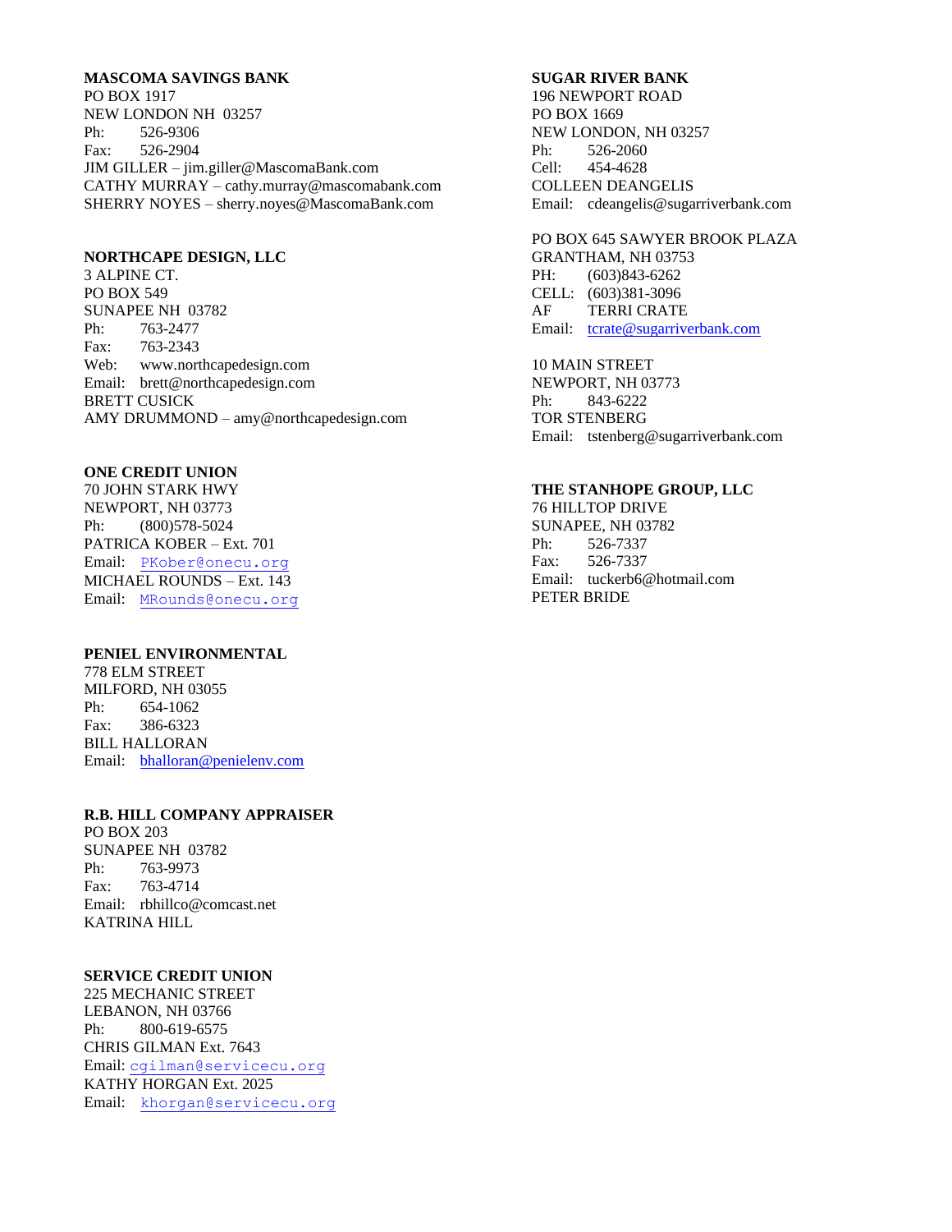**MASCOMA SAVINGS BANK**
PO BOX 1917
NEW LONDON NH 03257
Ph: 526-9306
Fax: 526-2904
JIM GILLER – jim.giller@MascomaBank.com
CATHY MURRAY – cathy.murray@mascomabank.com
SHERRY NOYES – sherry.noyes@MascomaBank.com

**NORTHCAPE DESIGN, LLC**
3 ALPINE CT.
PO BOX 549
SUNAPEE NH 03782
Ph: 763-2477
Fax: 763-2343
Web: www.northcapedesign.com
Email: brett@northcapedesign.com
BRETT CUSICK
AMY DRUMMOND – amy@northcapedesign.com

**ONE CREDIT UNION**
70 JOHN STARK HWY
NEWPORT, NH 03773
Ph: (800)578-5024
PATRICA KOBER – Ext. 701
Email: PKober@onecu.org
MICHAEL ROUNDS – Ext. 143
Email: MRounds@onecu.org

**PENIEL ENVIRONMENTAL**
778 ELM STREET
MILFORD, NH 03055
Ph: 654-1062
Fax: 386-6323
BILL HALLORAN
Email: bhalloran@penielenv.com

**R.B. HILL COMPANY APPRAISER**
PO BOX 203
SUNAPEE NH 03782
Ph: 763-9973
Fax: 763-4714
Email: rbhillco@comcast.net
KATRINA HILL

**SERVICE CREDIT UNION**
225 MECHANIC STREET
LEBANON, NH 03766
Ph: 800-619-6575
CHRIS GILMAN Ext. 7643
Email: cgilman@servicecu.org
KATHY HORGAN Ext. 2025
Email: khorgan@servicecu.org

**SUGAR RIVER BANK**
196 NEWPORT ROAD
PO BOX 1669
NEW LONDON, NH 03257
Ph: 526-2060
Cell: 454-4628
COLLEEN DEANGELIS
Email: cdeangelis@sugarriverbank.com

PO BOX 645 SAWYER BROOK PLAZA
GRANTHAM, NH 03753
PH: (603)843-6262
CELL: (603)381-3096
AF TERRI CRATE
Email: tcrate@sugarriverbank.com

10 MAIN STREET
NEWPORT, NH 03773
Ph: 843-6222
TOR STENBERG
Email: tstenberg@sugarriverbank.com

**THE STANHOPE GROUP, LLC**
76 HILLTOP DRIVE
SUNAPEE, NH 03782
Ph: 526-7337
Fax: 526-7337
Email: tuckerb6@hotmail.com
PETER BRIDE